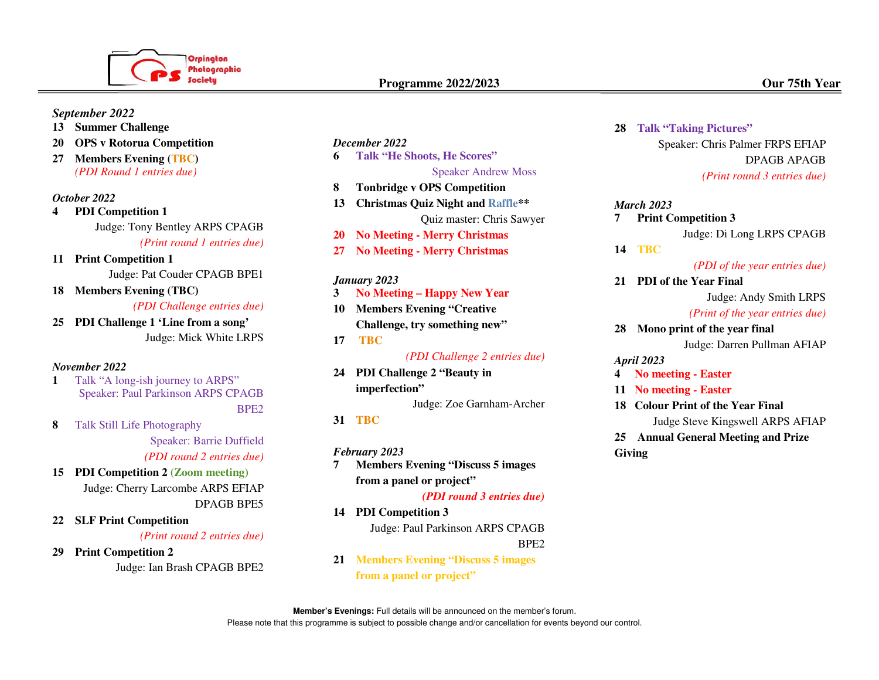Orpington Photographic Society

# Programme 2022/2023

**Our 75th Year**

*September 2022*

**13 Summer Challenge**

**20 OPS v Rotorua Competition**

**27 Members Evening (TBC)**
*(PDI Round 1 entries due)*

*October 2022*

**4 PDI Competition 1**
Judge: Tony Bentley ARPS CPAGB
*(Print round 1 entries due)*

**11 Print Competition 1**
Judge: Pat Couder CPAGB BPE1

**18 Members Evening (TBC)**
*(PDI Challenge entries due)*

**25 PDI Challenge 1 'Line from a song'**
Judge: Mick White LRPS

*November 2022*

**1** Talk "A long-ish journey to ARPS"
Speaker: Paul Parkinson ARPS CPAGB BPE2

**8** Talk Still Life Photography
Speaker: Barrie Duffield
*(PDI round 2 entries due)*

**15 PDI Competition 2 (Zoom meeting)**
Judge: Cherry Larcombe ARPS EFIAP DPAGB BPE5

**22 SLF Print Competition**
*(Print round 2 entries due)*

**29 Print Competition 2**
Judge: Ian Brash CPAGB BPE2

*December 2022*

**6 Talk "He Shoots, He Scores"**
Speaker Andrew Moss

**8 Tonbridge v OPS Competition**

**13 Christmas Quiz Night and Raffle****
Quiz master: Chris Sawyer

**20 No Meeting - Merry Christmas**

**27 No Meeting - Merry Christmas**

*January 2023*

**3 No Meeting – Happy New Year**

**10 Members Evening "Creative Challenge, try something new"**

**17 TBC**
*(PDI Challenge 2 entries due)*

**24 PDI Challenge 2 "Beauty in imperfection"**
Judge: Zoe Garnham-Archer

**31 TBC**

*February 2023*

**7 Members Evening "Discuss 5 images from a panel or project"**
***(PDI round 3 entries due)***

**14 PDI Competition 3**
Judge: Paul Parkinson ARPS CPAGB BPE2

**21 Members Evening "Discuss 5 images from a panel or project"**

**28 Talk "Taking Pictures"**
Speaker: Chris Palmer FRPS EFIAP DPAGB APAGB
*(Print round 3 entries due)*

*March 2023*

**7 Print Competition 3**
Judge: Di Long LRPS CPAGB

**14 TBC**
*(PDI of the year entries due)*

**21 PDI of the Year Final**
Judge: Andy Smith LRPS
*(Print of the year entries due)*

**28 Mono print of the year final**
Judge: Darren Pullman AFIAP

*April 2023*

**4 No meeting - Easter**

**11 No meeting - Easter**

**18 Colour Print of the Year Final**
Judge Steve Kingswell ARPS AFIAP

**25 Annual General Meeting and Prize Giving**

**Member's Evenings:** Full details will be announced on the member's forum.
Please note that this programme is subject to possible change and/or cancellation for events beyond our control.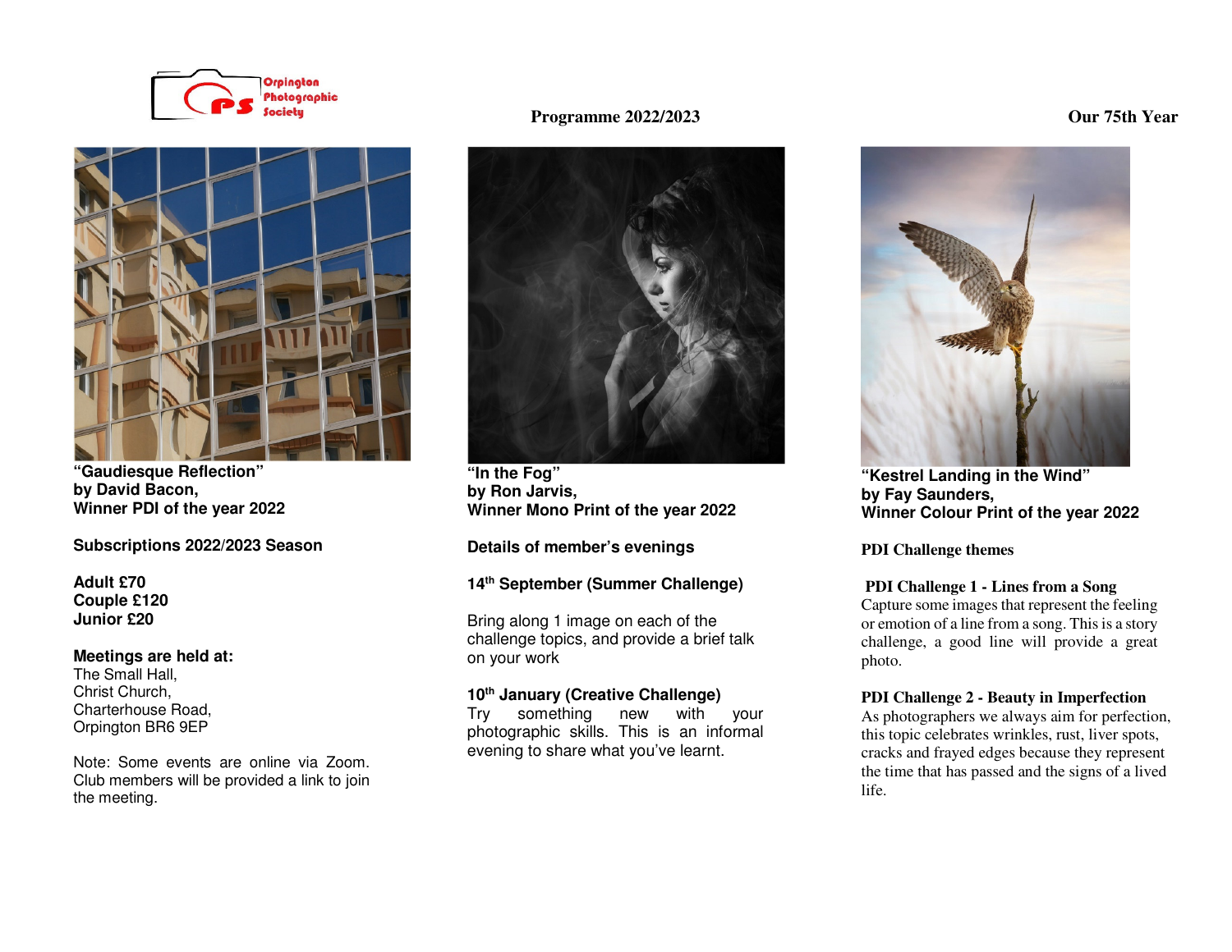Orpington Photographic Society

**Programme 2022/2023**

**Our 75th Year**

**“Gaudiesque Reflection”**
**by David Bacon,**
**Winner PDI of the year 2022**

**Subscriptions 2022/2023 Season**

**Adult £70**
**Couple £120**
**Junior £20**

**Meetings are held at:**
The Small Hall,
Christ Church,
Charterhouse Road,
Orpington BR6 9EP

Note: Some events are online via Zoom. Club members will be provided a link to join the meeting.

**“In the Fog”**
**by Ron Jarvis,**
**Winner Mono Print of the year 2022**

**Details of member’s evenings**

**14th September (Summer Challenge)**

Bring along 1 image on each of the challenge topics, and provide a brief talk on your work

**10th January (Creative Challenge)**
Try something new with your photographic skills. This is an informal evening to share what you’ve learnt.

**“Kestrel Landing in the Wind”**
**by Fay Saunders,**
**Winner Colour Print of the year 2022**

**PDI Challenge themes**

**PDI Challenge 1 - Lines from a Song**
Capture some images that represent the feeling or emotion of a line from a song. This is a story challenge, a good line will provide a great photo.

**PDI Challenge 2 - Beauty in Imperfection**
As photographers we always aim for perfection, this topic celebrates wrinkles, rust, liver spots, cracks and frayed edges because they represent the time that has passed and the signs of a lived life.